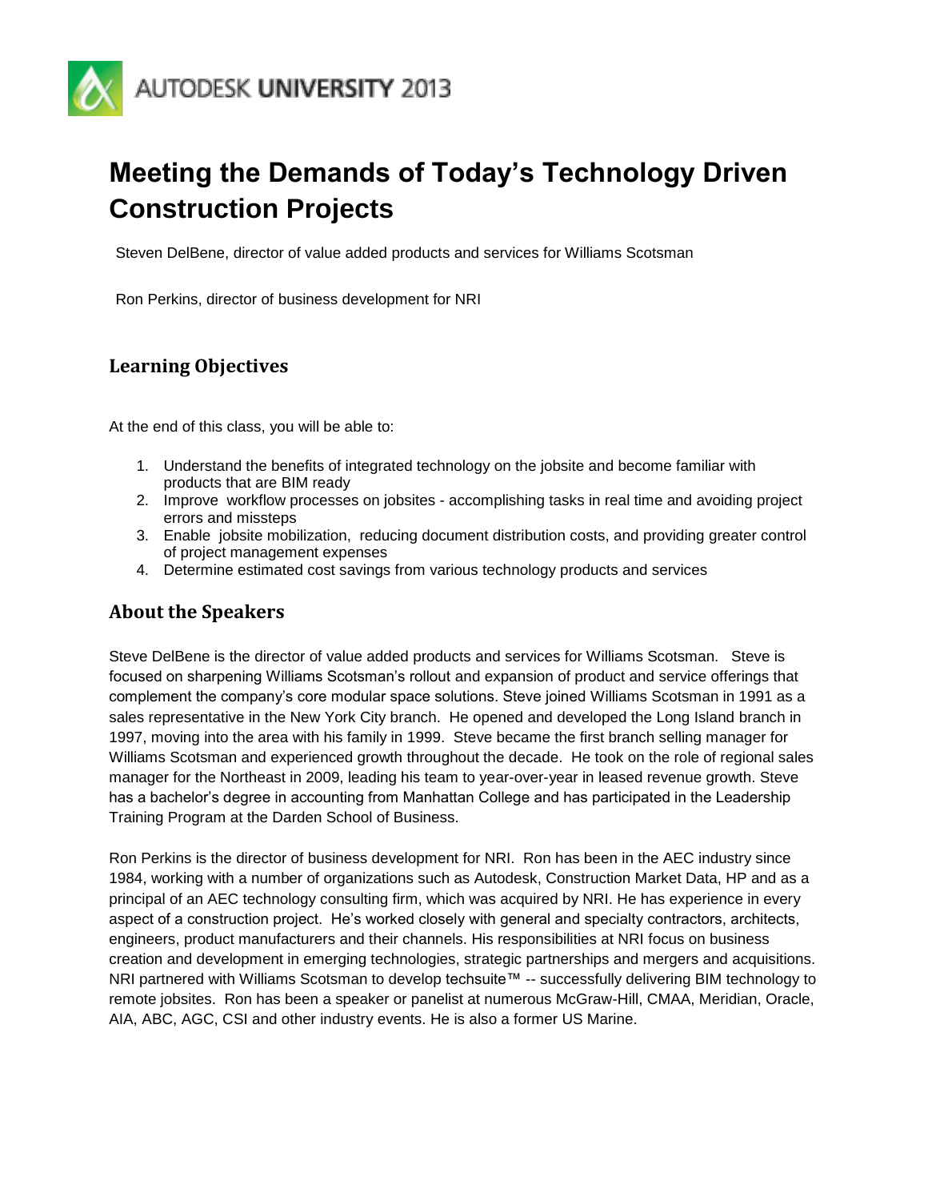AUTODESK UNIVERSITY 2013

# Meeting the Demands of Today's Technology Driven Construction Projects

Steven DelBene, director of value added products and services for Williams Scotsman

Ron Perkins, director of business development for NRI

## Learning Objectives

At the end of this class, you will be able to:

1. Understand the benefits of integrated technology on the jobsite and become familiar with products that are BIM ready
2. Improve workflow processes on jobsites - accomplishing tasks in real time and avoiding project errors and missteps
3. Enable jobsite mobilization, reducing document distribution costs, and providing greater control of project management expenses
4. Determine estimated cost savings from various technology products and services

## About the Speakers

Steve DelBene is the director of value added products and services for Williams Scotsman. Steve is focused on sharpening Williams Scotsman's rollout and expansion of product and service offerings that complement the company's core modular space solutions. Steve joined Williams Scotsman in 1991 as a sales representative in the New York City branch. He opened and developed the Long Island branch in 1997, moving into the area with his family in 1999. Steve became the first branch selling manager for Williams Scotsman and experienced growth throughout the decade. He took on the role of regional sales manager for the Northeast in 2009, leading his team to year-over-year in leased revenue growth. Steve has a bachelor's degree in accounting from Manhattan College and has participated in the Leadership Training Program at the Darden School of Business.

Ron Perkins is the director of business development for NRI. Ron has been in the AEC industry since 1984, working with a number of organizations such as Autodesk, Construction Market Data, HP and as a principal of an AEC technology consulting firm, which was acquired by NRI. He has experience in every aspect of a construction project. He's worked closely with general and specialty contractors, architects, engineers, product manufacturers and their channels. His responsibilities at NRI focus on business creation and development in emerging technologies, strategic partnerships and mergers and acquisitions. NRI partnered with Williams Scotsman to develop techsuite™ -- successfully delivering BIM technology to remote jobsites. Ron has been a speaker or panelist at numerous McGraw-Hill, CMAA, Meridian, Oracle, AIA, ABC, AGC, CSI and other industry events. He is also a former US Marine.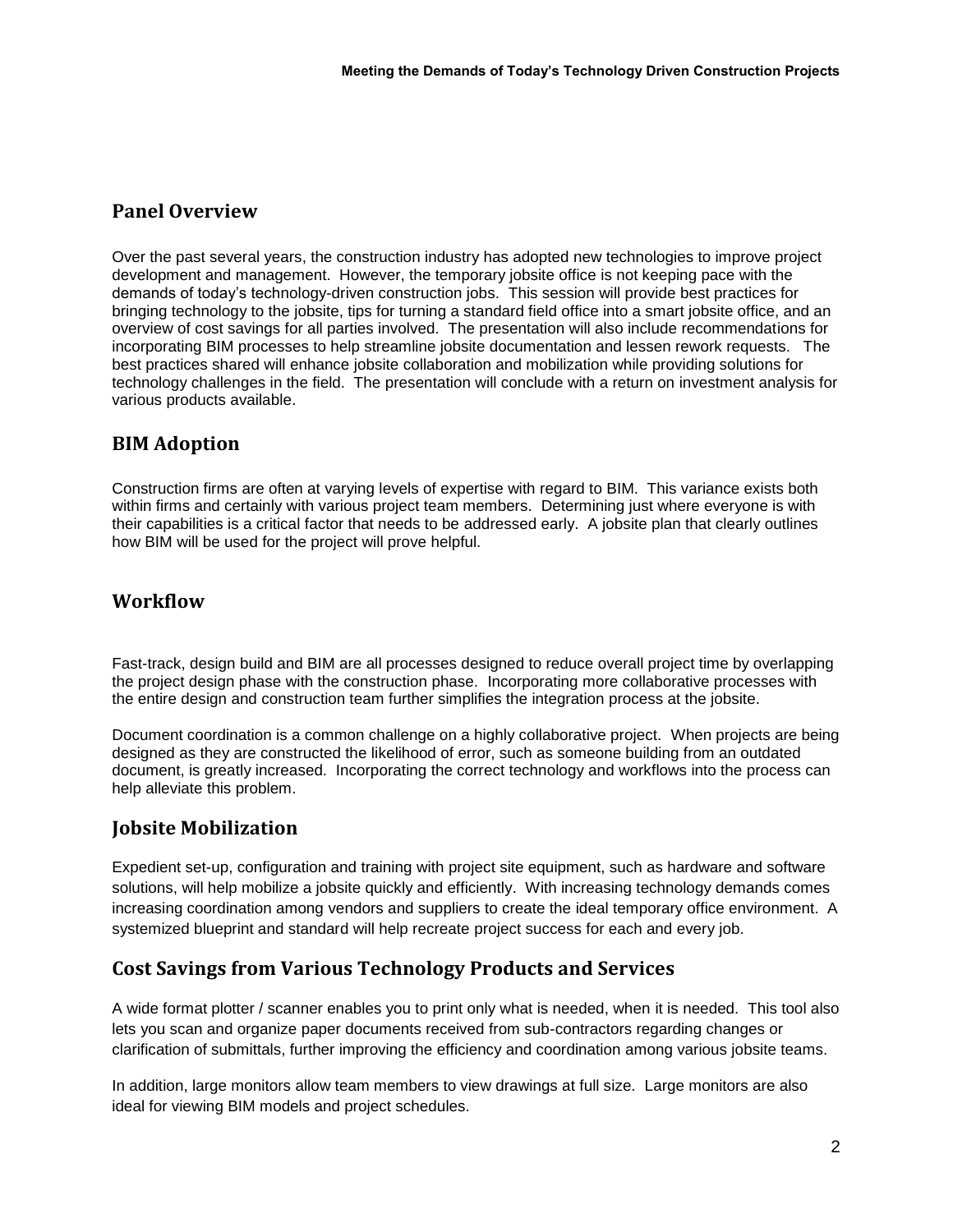## Panel Overview

Over the past several years, the construction industry has adopted new technologies to improve project development and management. However, the temporary jobsite office is not keeping pace with the demands of today's technology-driven construction jobs. This session will provide best practices for bringing technology to the jobsite, tips for turning a standard field office into a smart jobsite office, and an overview of cost savings for all parties involved. The presentation will also include recommendations for incorporating BIM processes to help streamline jobsite documentation and lessen rework requests. The best practices shared will enhance jobsite collaboration and mobilization while providing solutions for technology challenges in the field. The presentation will conclude with a return on investment analysis for various products available.

## BIM Adoption

Construction firms are often at varying levels of expertise with regard to BIM. This variance exists both within firms and certainly with various project team members. Determining just where everyone is with their capabilities is a critical factor that needs to be addressed early. A jobsite plan that clearly outlines how BIM will be used for the project will prove helpful.

## Workflow

Fast-track, design build and BIM are all processes designed to reduce overall project time by overlapping the project design phase with the construction phase. Incorporating more collaborative processes with the entire design and construction team further simplifies the integration process at the jobsite.

Document coordination is a common challenge on a highly collaborative project. When projects are being designed as they are constructed the likelihood of error, such as someone building from an outdated document, is greatly increased. Incorporating the correct technology and workflows into the process can help alleviate this problem.

## Jobsite Mobilization

Expedient set-up, configuration and training with project site equipment, such as hardware and software solutions, will help mobilize a jobsite quickly and efficiently. With increasing technology demands comes increasing coordination among vendors and suppliers to create the ideal temporary office environment. A systemized blueprint and standard will help recreate project success for each and every job.

## Cost Savings from Various Technology Products and Services

A wide format plotter / scanner enables you to print only what is needed, when it is needed. This tool also lets you scan and organize paper documents received from sub-contractors regarding changes or clarification of submittals, further improving the efficiency and coordination among various jobsite teams.

In addition, large monitors allow team members to view drawings at full size. Large monitors are also ideal for viewing BIM models and project schedules.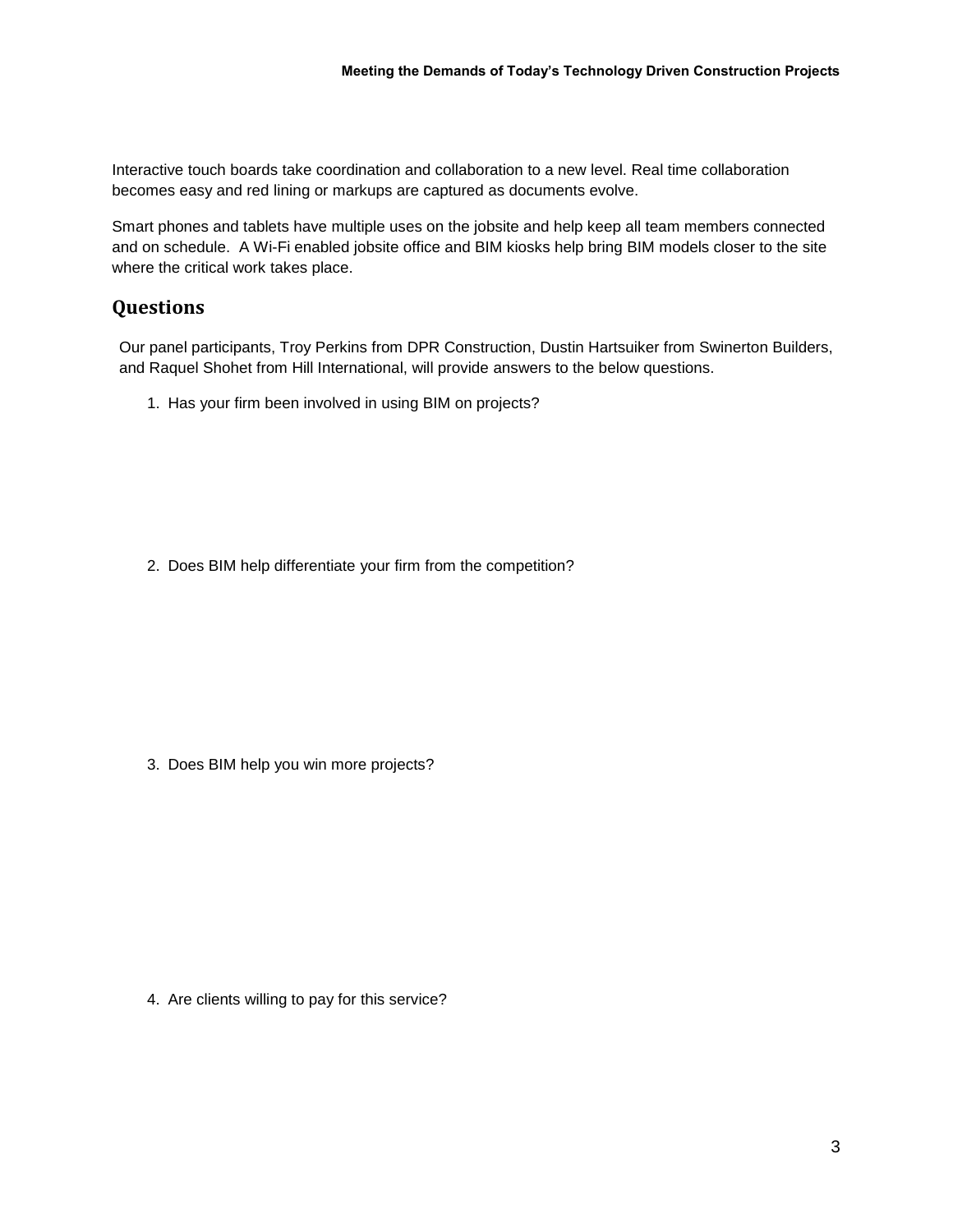Interactive touch boards take coordination and collaboration to a new level. Real time collaboration becomes easy and red lining or markups are captured as documents evolve.

Smart phones and tablets have multiple uses on the jobsite and help keep all team members connected and on schedule. A Wi-Fi enabled jobsite office and BIM kiosks help bring BIM models closer to the site where the critical work takes place.

## Questions

Our panel participants, Troy Perkins from DPR Construction, Dustin Hartsuiker from Swinerton Builders, and Raquel Shohet from Hill International, will provide answers to the below questions.

1. Has your firm been involved in using BIM on projects?

2. Does BIM help differentiate your firm from the competition?

3. Does BIM help you win more projects?

4. Are clients willing to pay for this service?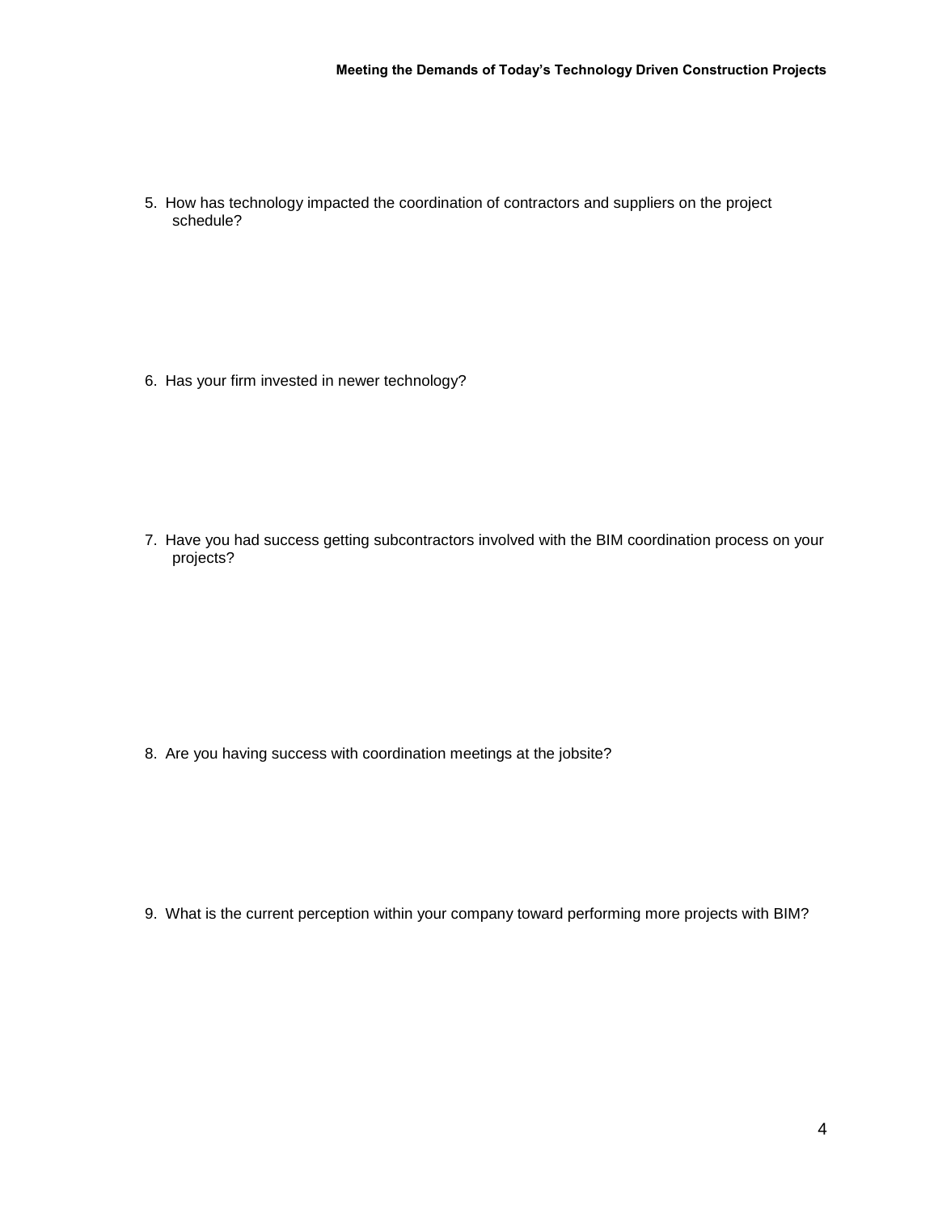5. How has technology impacted the coordination of contractors and suppliers on the project schedule?

6. Has your firm invested in newer technology?

7. Have you had success getting subcontractors involved with the BIM coordination process on your projects?

8. Are you having success with coordination meetings at the jobsite?

9. What is the current perception within your company toward performing more projects with BIM?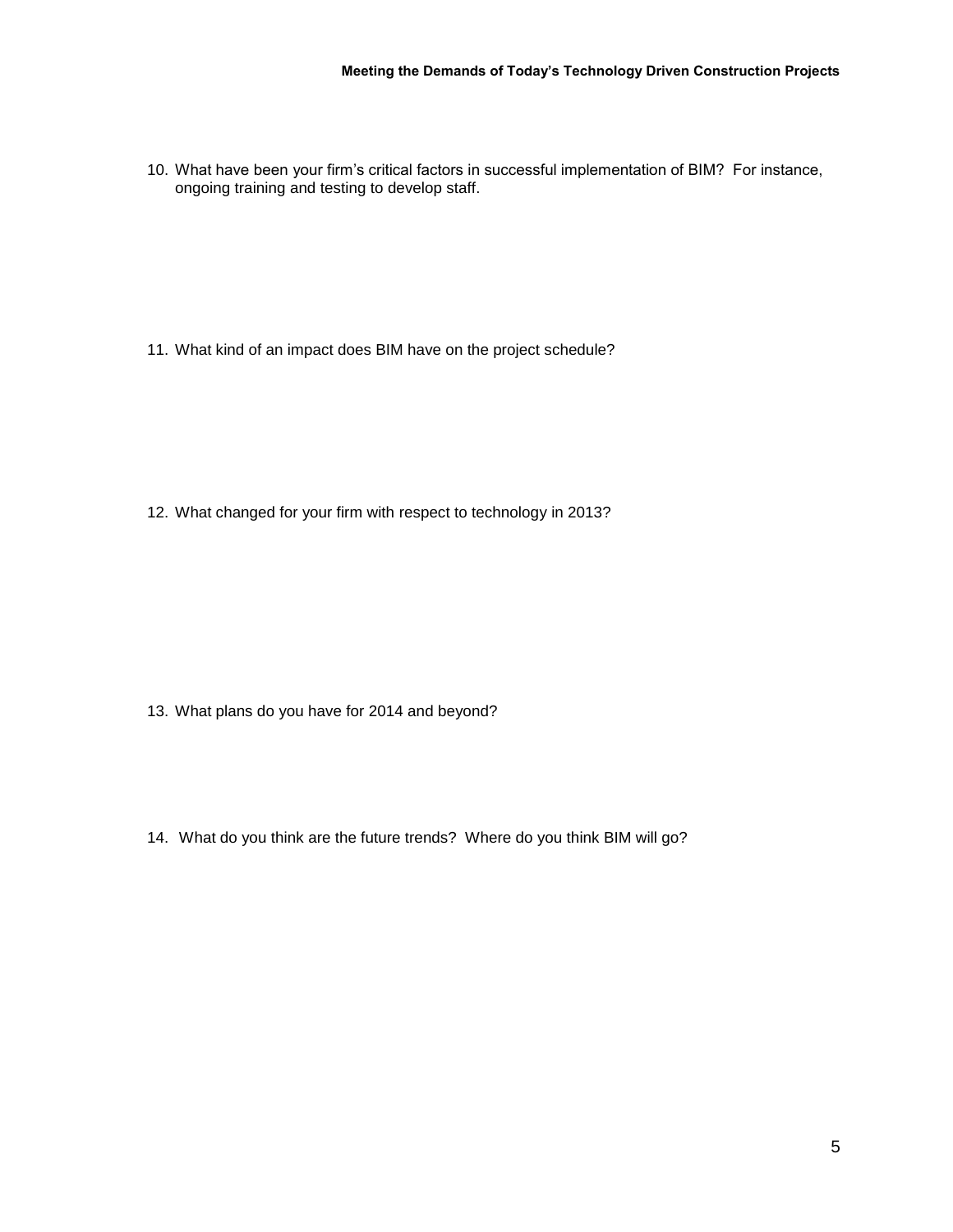10. What have been your firm's critical factors in successful implementation of BIM? For instance, ongoing training and testing to develop staff.

11. What kind of an impact does BIM have on the project schedule?

12. What changed for your firm with respect to technology in 2013?

13. What plans do you have for 2014 and beyond?

14. What do you think are the future trends? Where do you think BIM will go?